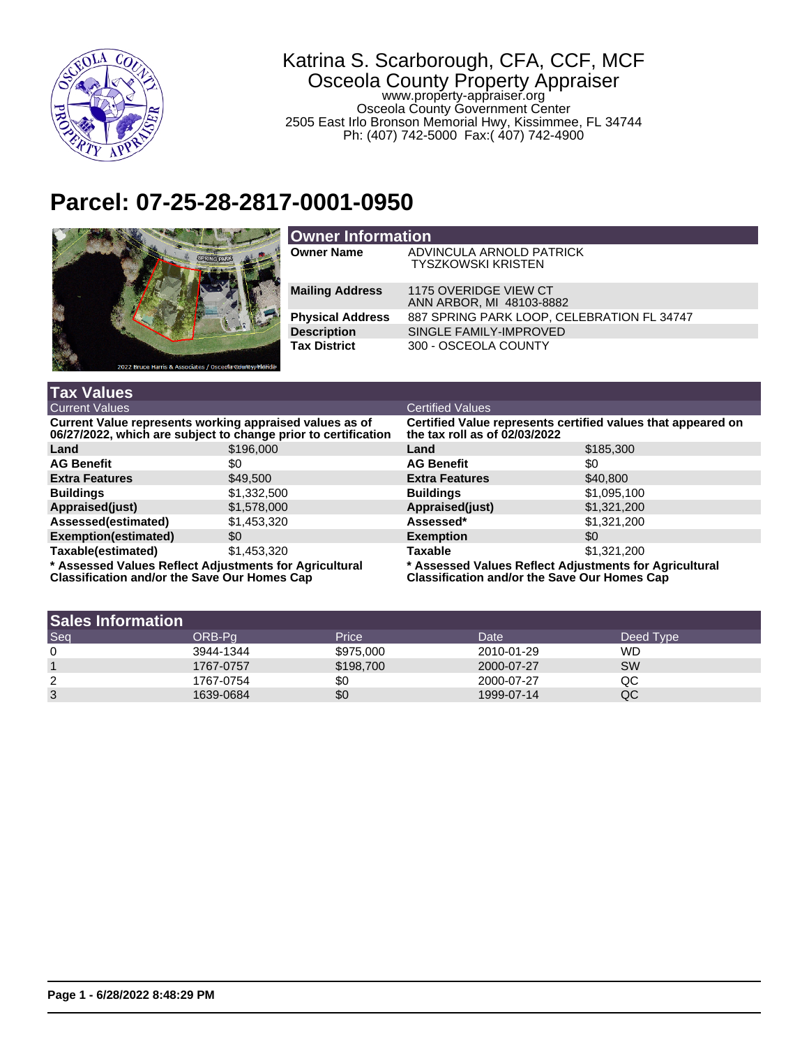Katrina S. Scarborough, CFA, CCF, MCF
Osceola County Property Appraiser
www.property-appraiser.org
Osceola County Government Center
2505 East Irlo Bronson Memorial Hwy, Kissimmee, FL 34744
Ph: (407) 742-5000 Fax:( 407) 742-4900

# Parcel: 07-25-28-2817-0001-0950

## Owner Information

| | |
|---|---|
| **Owner Name** | ADVINCULA ARNOLD PATRICK<br>TYSZKOWSKI KRISTEN |
| **Mailing Address** | 1175 OVERIDGE VIEW CT<br>ANN ARBOR, MI 48103-8882 |
| **Physical Address** | 887 SPRING PARK LOOP, CELEBRATION FL 34747 |
| **Description** | SINGLE FAMILY-IMPROVED |
| **Tax District** | 300 - OSCEOLA COUNTY |

## Tax Values

| Current Values | | Certified Values | |
|---|---|---|---|
| **Current Value represents working appraised values as of 06/27/2022, which are subject to change prior to certification** | | **Certified Value represents certified values that appeared on the tax roll as of 02/03/2022** | |
| **Land** | $196,000 | **Land** | $185,300 |
| **AG Benefit** | $0 | **AG Benefit** | $0 |
| **Extra Features** | $49,500 | **Extra Features** | $40,800 |
| **Buildings** | $1,332,500 | **Buildings** | $1,095,100 |
| **Appraised(just)** | $1,578,000 | **Appraised(just)** | $1,321,200 |
| **Assessed(estimated)** | $1,453,320 | **Assessed*** | $1,321,200 |
| **Exemption(estimated)** | $0 | **Exemption** | $0 |
| **Taxable(estimated)** | $1,453,320 | **Taxable** | $1,321,200 |
| **\* Assessed Values Reflect Adjustments for Agricultural Classification and/or the Save Our Homes Cap** | | **\* Assessed Values Reflect Adjustments for Agricultural Classification and/or the Save Our Homes Cap** | |

## Sales Information

| Seq | ORB-Pg | Price | Date | Deed Type |
|---|---|---|---|---|
| 0 | 3944-1344 | $975,000 | 2010-01-29 | WD |
| 1 | 1767-0757 | $198,700 | 2000-07-27 | SW |
| 2 | 1767-0754 | $0 | 2000-07-27 | QC |
| 3 | 1639-0684 | $0 | 1999-07-14 | QC |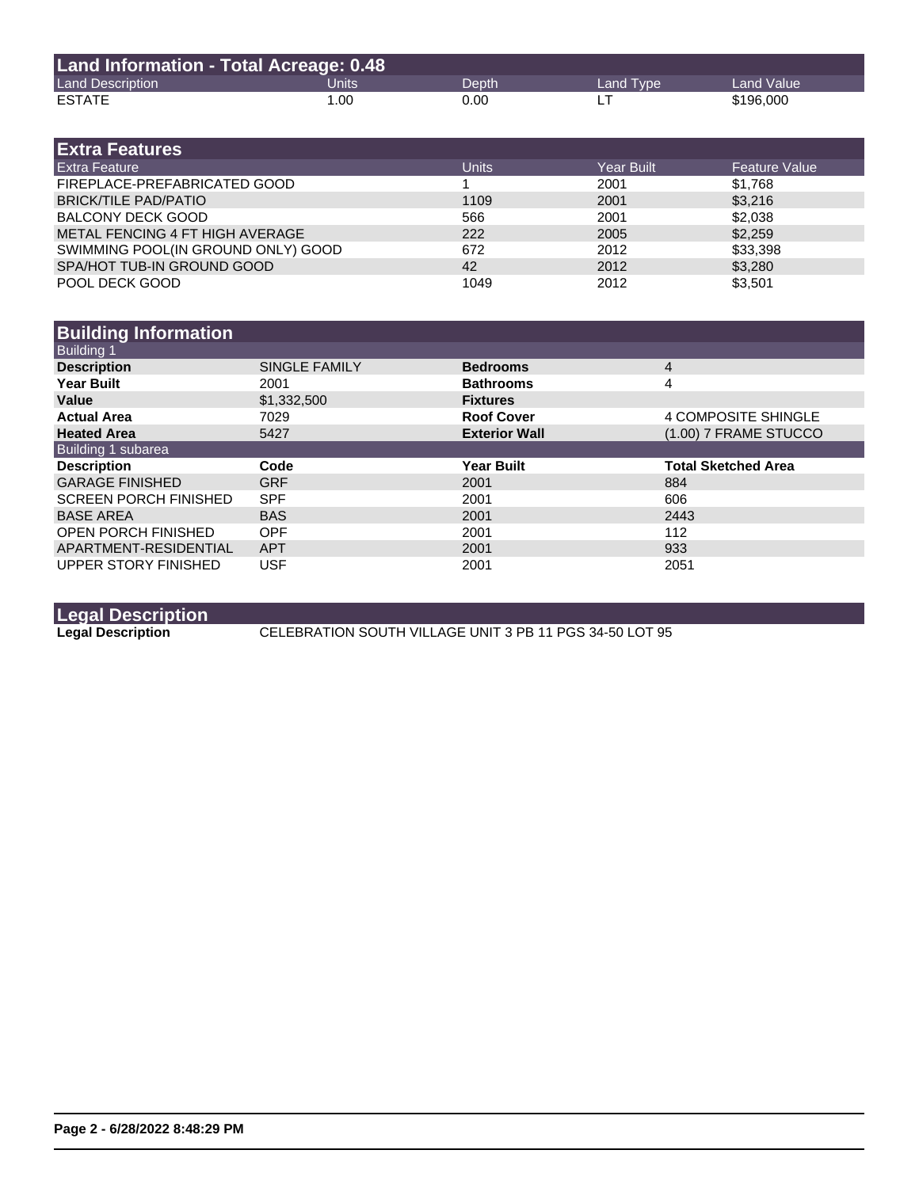## Land Information - Total Acreage: 0.48

| Land Description | Units | Depth | Land Type | Land Value |
|---|---|---|---|---|
| ESTATE | 1.00 | 0.00 | LT | $196,000 |

## Extra Features

| Extra Feature | Units | Year Built | Feature Value |
|---|---|---|---|
| FIREPLACE-PREFABRICATED GOOD | 1 | 2001 | $1,768 |
| BRICK/TILE PAD/PATIO | 1109 | 2001 | $3,216 |
| BALCONY DECK GOOD | 566 | 2001 | $2,038 |
| METAL FENCING 4 FT HIGH AVERAGE | 222 | 2005 | $2,259 |
| SWIMMING POOL(IN GROUND ONLY) GOOD | 672 | 2012 | $33,398 |
| SPA/HOT TUB-IN GROUND GOOD | 42 | 2012 | $3,280 |
| POOL DECK GOOD | 1049 | 2012 | $3,501 |

## Building Information

### Building 1

| | | | |
|---|---|---|---|
| **Description** | SINGLE FAMILY | **Bedrooms** | 4 |
| **Year Built** | 2001 | **Bathrooms** | 4 |
| **Value** | $1,332,500 | **Fixtures** | |
| **Actual Area** | 7029 | **Roof Cover** | 4 COMPOSITE SHINGLE |
| **Heated Area** | 5427 | **Exterior Wall** | (1.00) 7 FRAME STUCCO |

### Building 1 subarea

| Description | Code | Year Built | Total Sketched Area |
|---|---|---|---|
| GARAGE FINISHED | GRF | 2001 | 884 |
| SCREEN PORCH FINISHED | SPF | 2001 | 606 |
| BASE AREA | BAS | 2001 | 2443 |
| OPEN PORCH FINISHED | OPF | 2001 | 112 |
| APARTMENT-RESIDENTIAL | APT | 2001 | 933 |
| UPPER STORY FINISHED | USF | 2001 | 2051 |

## Legal Description

**Legal Description** CELEBRATION SOUTH VILLAGE UNIT 3 PB 11 PGS 34-50 LOT 95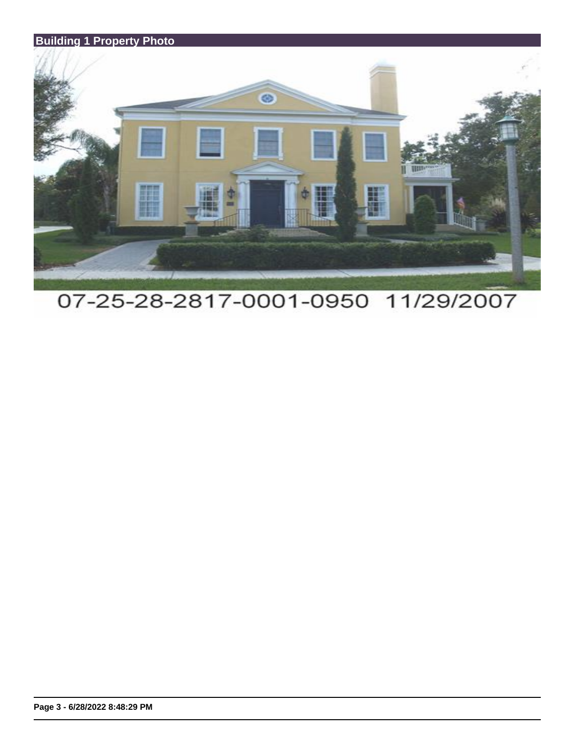## Building 1 Property Photo

07-25-28-2817-0001-0950 11/29/2007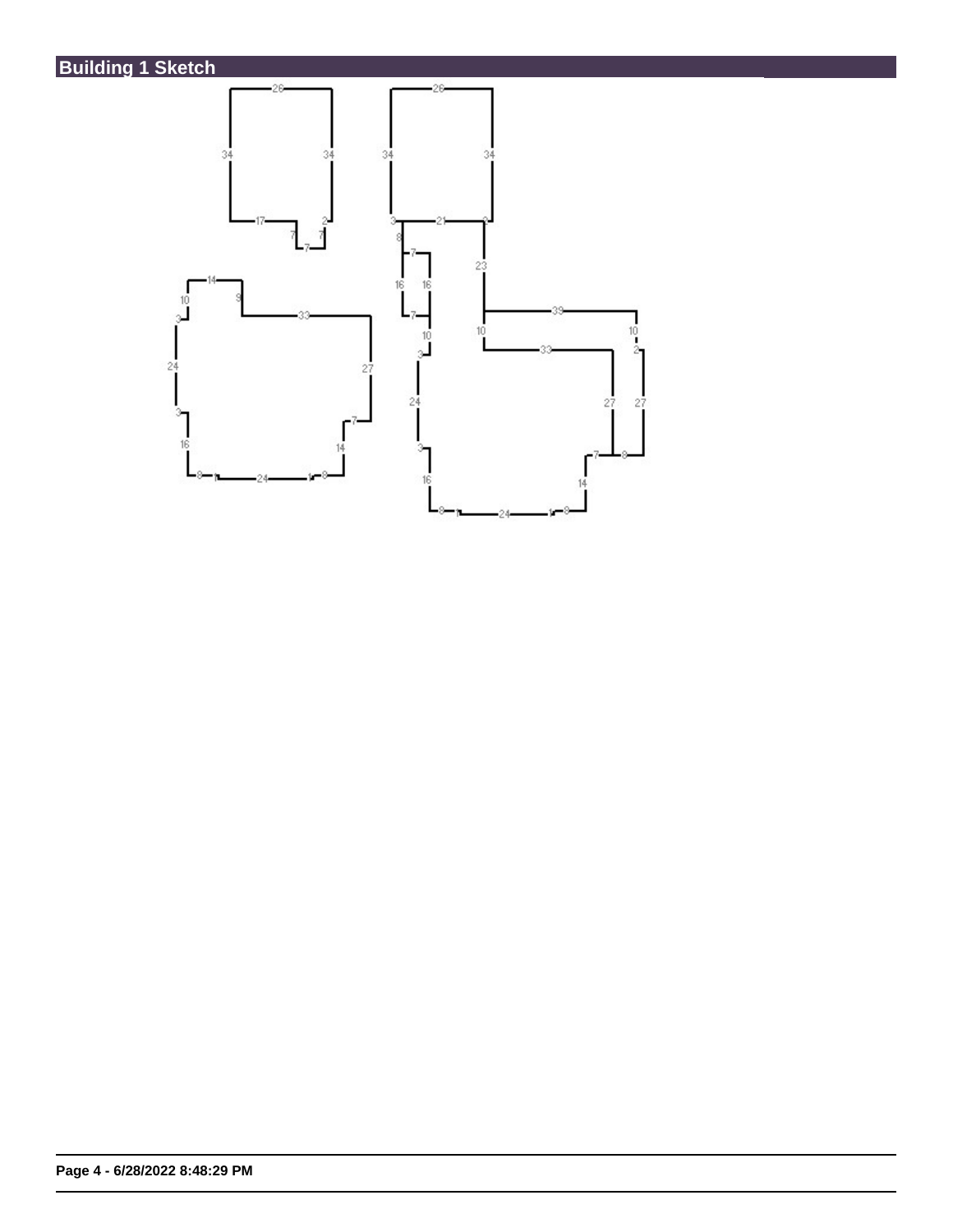## Building 1 Sketch

26

34

34

17

2

7

7

7

26

34

34

3

21

2

8

7

23

16

16

7

14

10

9

33

39

10

10

10

33

2

3

3

24

27

24

27

27

3

7

3

7

8

16

14

16

14

8

1

24

1

8

8

1

24

1

8